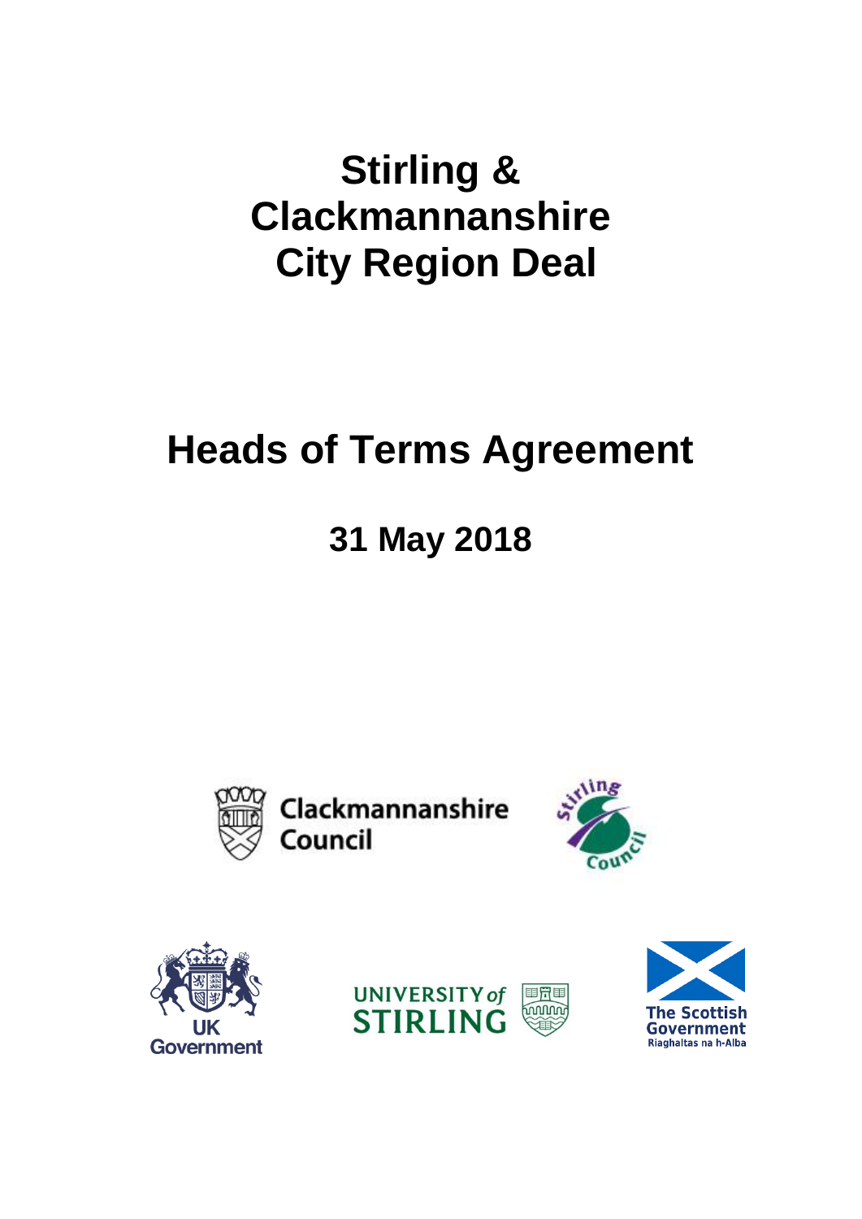# Stirling & Clackmannanshire City Region Deal

# Heads of Terms Agreement

## 31 May 2018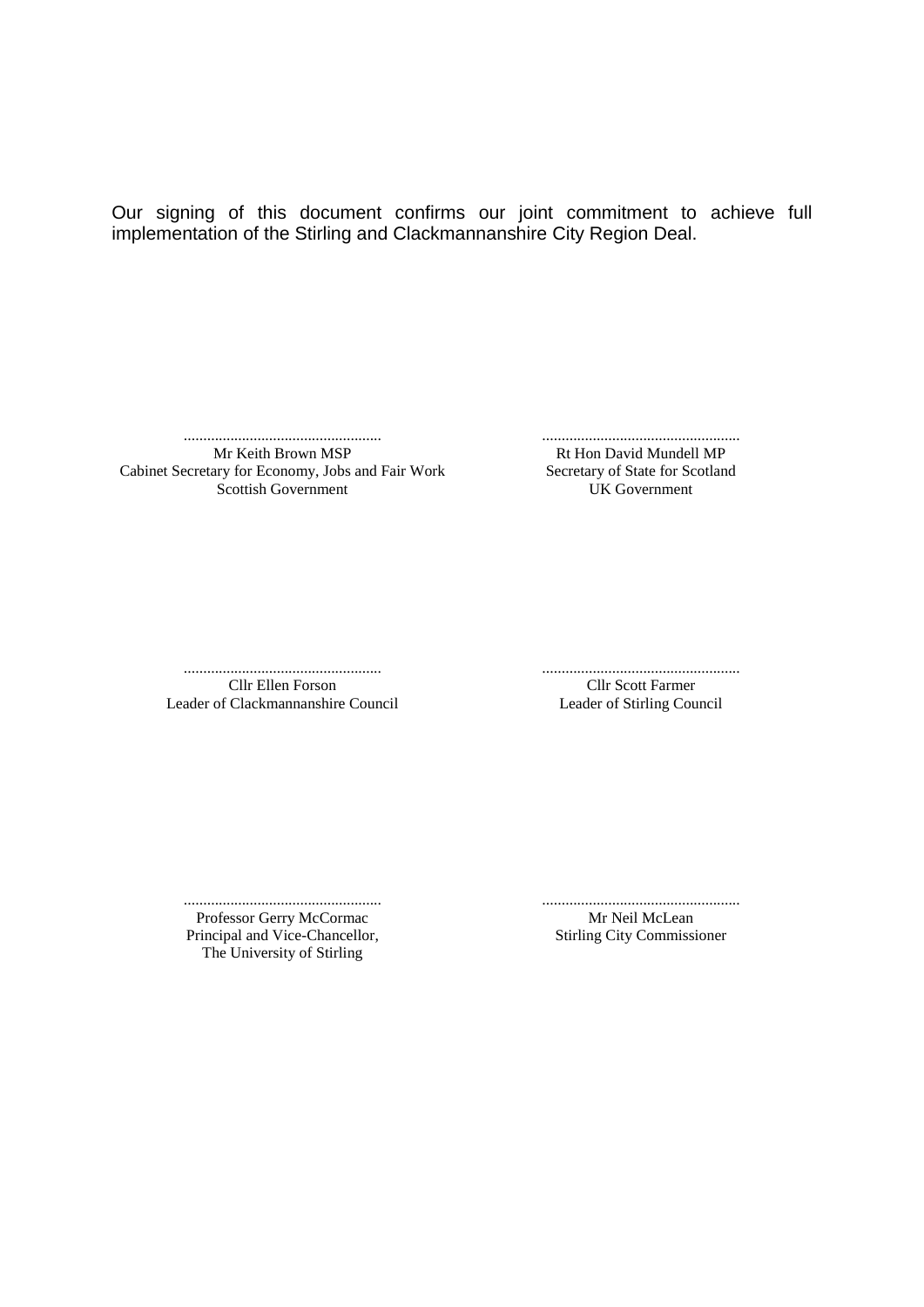Our signing of this document confirms our joint commitment to achieve full implementation of the Stirling and Clackmannanshire City Region Deal.

| | |
|---|---|
| .................................................. | .................................................. |
| Mr Keith Brown MSP | Rt Hon David Mundell MP |
| Cabinet Secretary for Economy, Jobs and Fair Work | Secretary of State for Scotland |
| Scottish Government | UK Government |
| | |
| .................................................. | .................................................. |
| Cllr Ellen Forson | Cllr Scott Farmer |
| Leader of Clackmannanshire Council | Leader of Stirling Council |
| | |
| .................................................. | .................................................. |
| Professor Gerry McCormac | Mr Neil McLean |
| Principal and Vice-Chancellor, | Stirling City Commissioner |
| The University of Stirling | |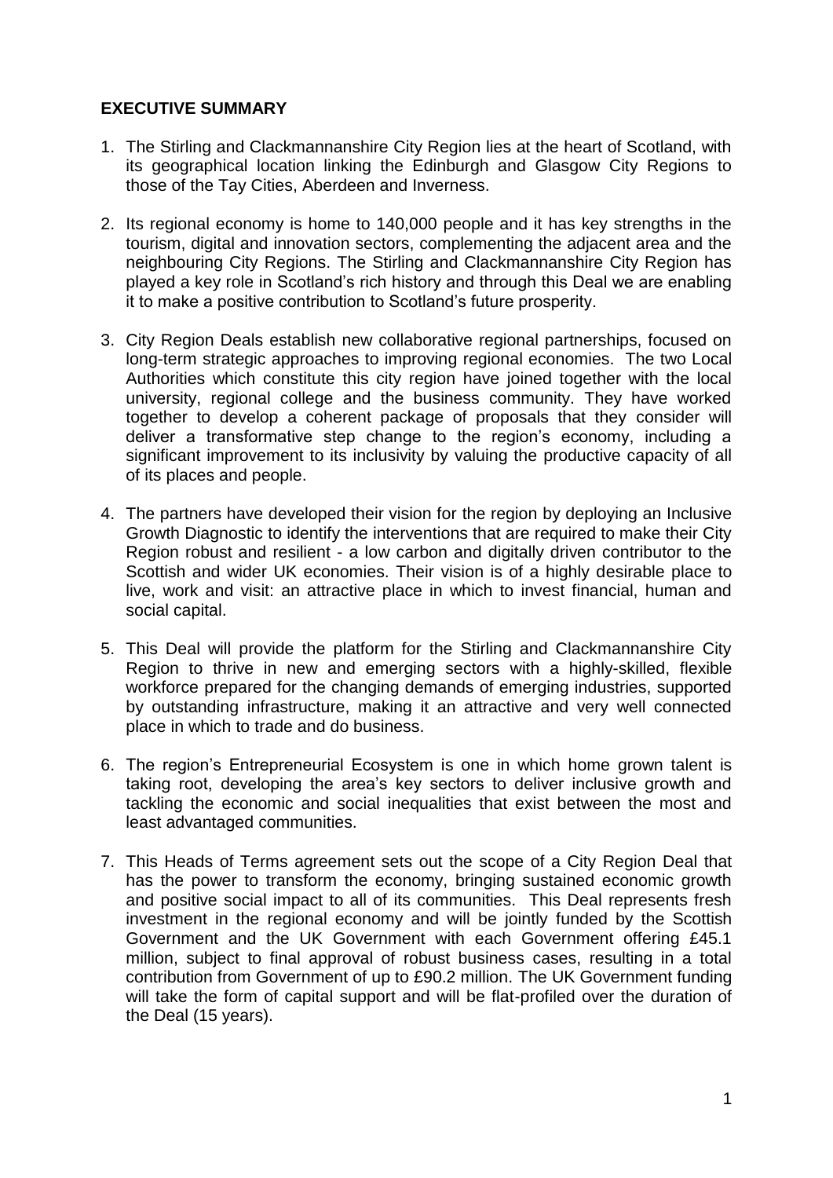## EXECUTIVE SUMMARY

1. The Stirling and Clackmannanshire City Region lies at the heart of Scotland, with its geographical location linking the Edinburgh and Glasgow City Regions to those of the Tay Cities, Aberdeen and Inverness.

2. Its regional economy is home to 140,000 people and it has key strengths in the tourism, digital and innovation sectors, complementing the adjacent area and the neighbouring City Regions. The Stirling and Clackmannanshire City Region has played a key role in Scotland's rich history and through this Deal we are enabling it to make a positive contribution to Scotland's future prosperity.

3. City Region Deals establish new collaborative regional partnerships, focused on long-term strategic approaches to improving regional economies. The two Local Authorities which constitute this city region have joined together with the local university, regional college and the business community. They have worked together to develop a coherent package of proposals that they consider will deliver a transformative step change to the region's economy, including a significant improvement to its inclusivity by valuing the productive capacity of all of its places and people.

4. The partners have developed their vision for the region by deploying an Inclusive Growth Diagnostic to identify the interventions that are required to make their City Region robust and resilient - a low carbon and digitally driven contributor to the Scottish and wider UK economies. Their vision is of a highly desirable place to live, work and visit: an attractive place in which to invest financial, human and social capital.

5. This Deal will provide the platform for the Stirling and Clackmannanshire City Region to thrive in new and emerging sectors with a highly-skilled, flexible workforce prepared for the changing demands of emerging industries, supported by outstanding infrastructure, making it an attractive and very well connected place in which to trade and do business.

6. The region's Entrepreneurial Ecosystem is one in which home grown talent is taking root, developing the area's key sectors to deliver inclusive growth and tackling the economic and social inequalities that exist between the most and least advantaged communities.

7. This Heads of Terms agreement sets out the scope of a City Region Deal that has the power to transform the economy, bringing sustained economic growth and positive social impact to all of its communities. This Deal represents fresh investment in the regional economy and will be jointly funded by the Scottish Government and the UK Government with each Government offering £45.1 million, subject to final approval of robust business cases, resulting in a total contribution from Government of up to £90.2 million. The UK Government funding will take the form of capital support and will be flat-profiled over the duration of the Deal (15 years).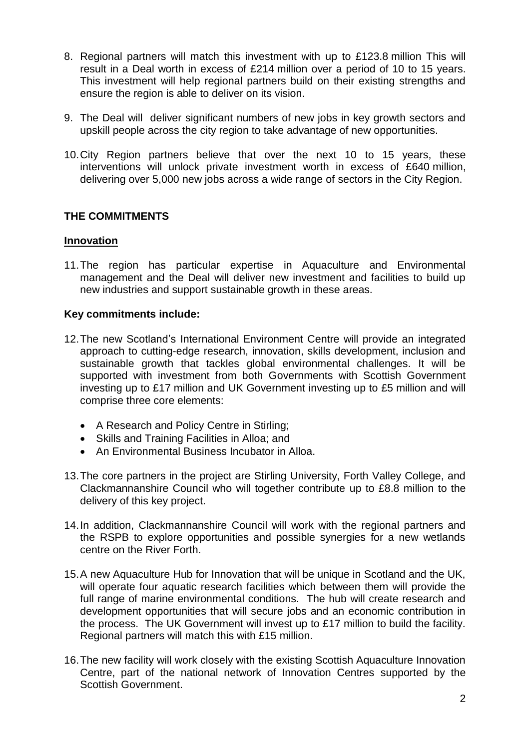8. Regional partners will match this investment with up to £123.8 million This will result in a Deal worth in excess of £214 million over a period of 10 to 15 years. This investment will help regional partners build on their existing strengths and ensure the region is able to deliver on its vision.

9. The Deal will deliver significant numbers of new jobs in key growth sectors and upskill people across the city region to take advantage of new opportunities.

10. City Region partners believe that over the next 10 to 15 years, these interventions will unlock private investment worth in excess of £640 million, delivering over 5,000 new jobs across a wide range of sectors in the City Region.

## THE COMMITMENTS

### Innovation

11. The region has particular expertise in Aquaculture and Environmental management and the Deal will deliver new investment and facilities to build up new industries and support sustainable growth in these areas.

**Key commitments include:**

12. The new Scotland's International Environment Centre will provide an integrated approach to cutting-edge research, innovation, skills development, inclusion and sustainable growth that tackles global environmental challenges. It will be supported with investment from both Governments with Scottish Government investing up to £17 million and UK Government investing up to £5 million and will comprise three core elements:
    - A Research and Policy Centre in Stirling;
    - Skills and Training Facilities in Alloa; and
    - An Environmental Business Incubator in Alloa.

13. The core partners in the project are Stirling University, Forth Valley College, and Clackmannanshire Council who will together contribute up to £8.8 million to the delivery of this key project.

14. In addition, Clackmannanshire Council will work with the regional partners and the RSPB to explore opportunities and possible synergies for a new wetlands centre on the River Forth.

15. A new Aquaculture Hub for Innovation that will be unique in Scotland and the UK, will operate four aquatic research facilities which between them will provide the full range of marine environmental conditions. The hub will create research and development opportunities that will secure jobs and an economic contribution in the process. The UK Government will invest up to £17 million to build the facility. Regional partners will match this with £15 million.

16. The new facility will work closely with the existing Scottish Aquaculture Innovation Centre, part of the national network of Innovation Centres supported by the Scottish Government.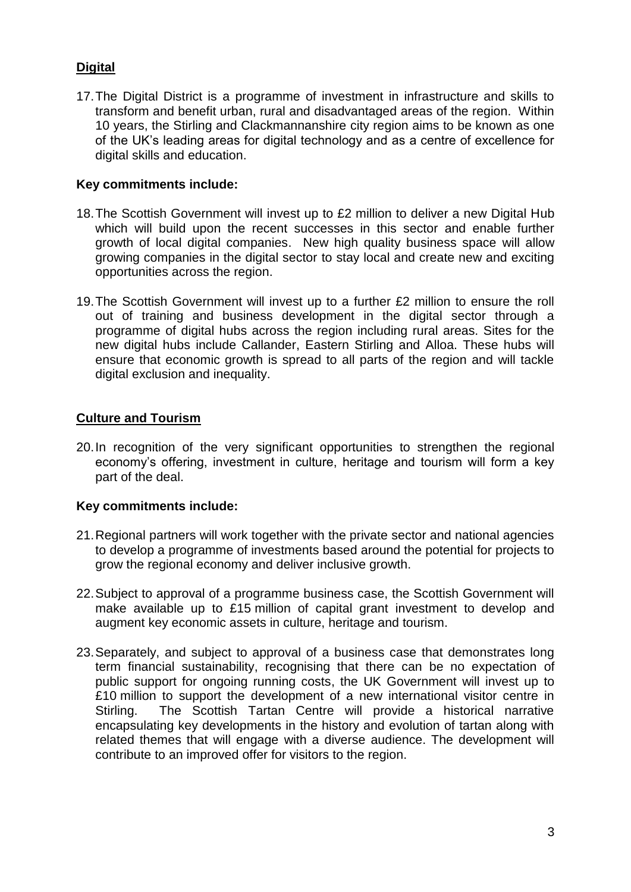## Digital

17. The Digital District is a programme of investment in infrastructure and skills to transform and benefit urban, rural and disadvantaged areas of the region. Within 10 years, the Stirling and Clackmannanshire city region aims to be known as one of the UK's leading areas for digital technology and as a centre of excellence for digital skills and education.

**Key commitments include:**

18. The Scottish Government will invest up to £2 million to deliver a new Digital Hub which will build upon the recent successes in this sector and enable further growth of local digital companies. New high quality business space will allow growing companies in the digital sector to stay local and create new and exciting opportunities across the region.

19. The Scottish Government will invest up to a further £2 million to ensure the roll out of training and business development in the digital sector through a programme of digital hubs across the region including rural areas. Sites for the new digital hubs include Callander, Eastern Stirling and Alloa. These hubs will ensure that economic growth is spread to all parts of the region and will tackle digital exclusion and inequality.

## Culture and Tourism

20. In recognition of the very significant opportunities to strengthen the regional economy's offering, investment in culture, heritage and tourism will form a key part of the deal.

**Key commitments include:**

21. Regional partners will work together with the private sector and national agencies to develop a programme of investments based around the potential for projects to grow the regional economy and deliver inclusive growth.

22. Subject to approval of a programme business case, the Scottish Government will make available up to £15 million of capital grant investment to develop and augment key economic assets in culture, heritage and tourism.

23. Separately, and subject to approval of a business case that demonstrates long term financial sustainability, recognising that there can be no expectation of public support for ongoing running costs, the UK Government will invest up to £10 million to support the development of a new international visitor centre in Stirling. The Scottish Tartan Centre will provide a historical narrative encapsulating key developments in the history and evolution of tartan along with related themes that will engage with a diverse audience. The development will contribute to an improved offer for visitors to the region.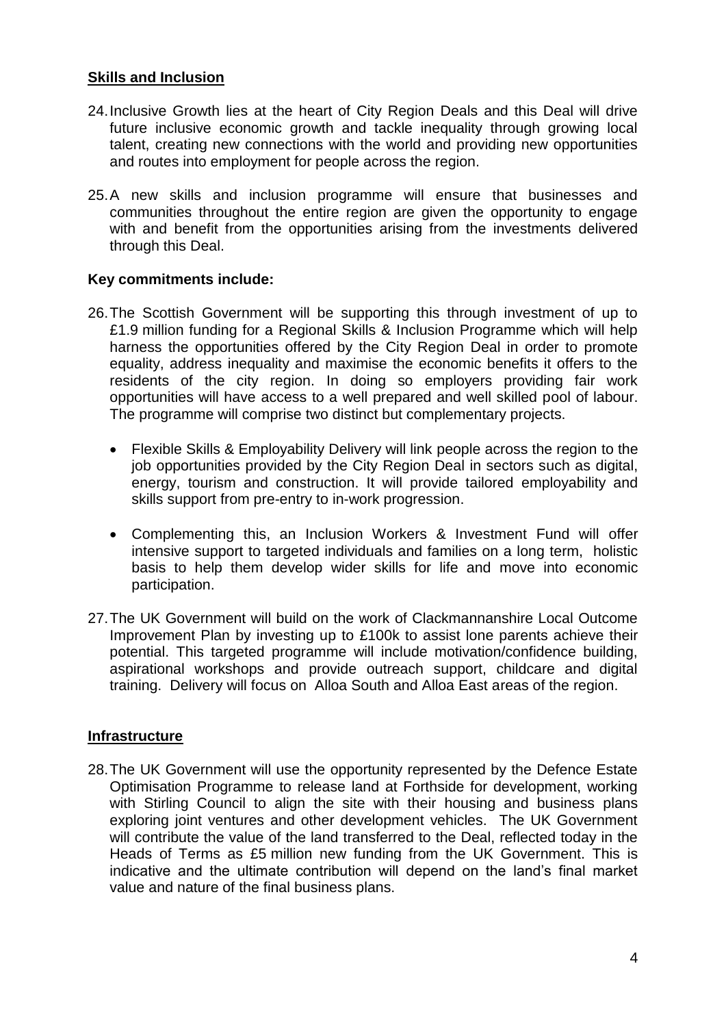## Skills and Inclusion

24. Inclusive Growth lies at the heart of City Region Deals and this Deal will drive future inclusive economic growth and tackle inequality through growing local talent, creating new connections with the world and providing new opportunities and routes into employment for people across the region.

25. A new skills and inclusion programme will ensure that businesses and communities throughout the entire region are given the opportunity to engage with and benefit from the opportunities arising from the investments delivered through this Deal.

**Key commitments include:**

26. The Scottish Government will be supporting this through investment of up to £1.9 million funding for a Regional Skills & Inclusion Programme which will help harness the opportunities offered by the City Region Deal in order to promote equality, address inequality and maximise the economic benefits it offers to the residents of the city region. In doing so employers providing fair work opportunities will have access to a well prepared and well skilled pool of labour. The programme will comprise two distinct but complementary projects.

    - Flexible Skills & Employability Delivery will link people across the region to the job opportunities provided by the City Region Deal in sectors such as digital, energy, tourism and construction. It will provide tailored employability and skills support from pre-entry to in-work progression.

    - Complementing this, an Inclusion Workers & Investment Fund will offer intensive support to targeted individuals and families on a long term, holistic basis to help them develop wider skills for life and move into economic participation.

27. The UK Government will build on the work of Clackmannanshire Local Outcome Improvement Plan by investing up to £100k to assist lone parents achieve their potential. This targeted programme will include motivation/confidence building, aspirational workshops and provide outreach support, childcare and digital training. Delivery will focus on Alloa South and Alloa East areas of the region.

## Infrastructure

28. The UK Government will use the opportunity represented by the Defence Estate Optimisation Programme to release land at Forthside for development, working with Stirling Council to align the site with their housing and business plans exploring joint ventures and other development vehicles. The UK Government will contribute the value of the land transferred to the Deal, reflected today in the Heads of Terms as £5 million new funding from the UK Government. This is indicative and the ultimate contribution will depend on the land's final market value and nature of the final business plans.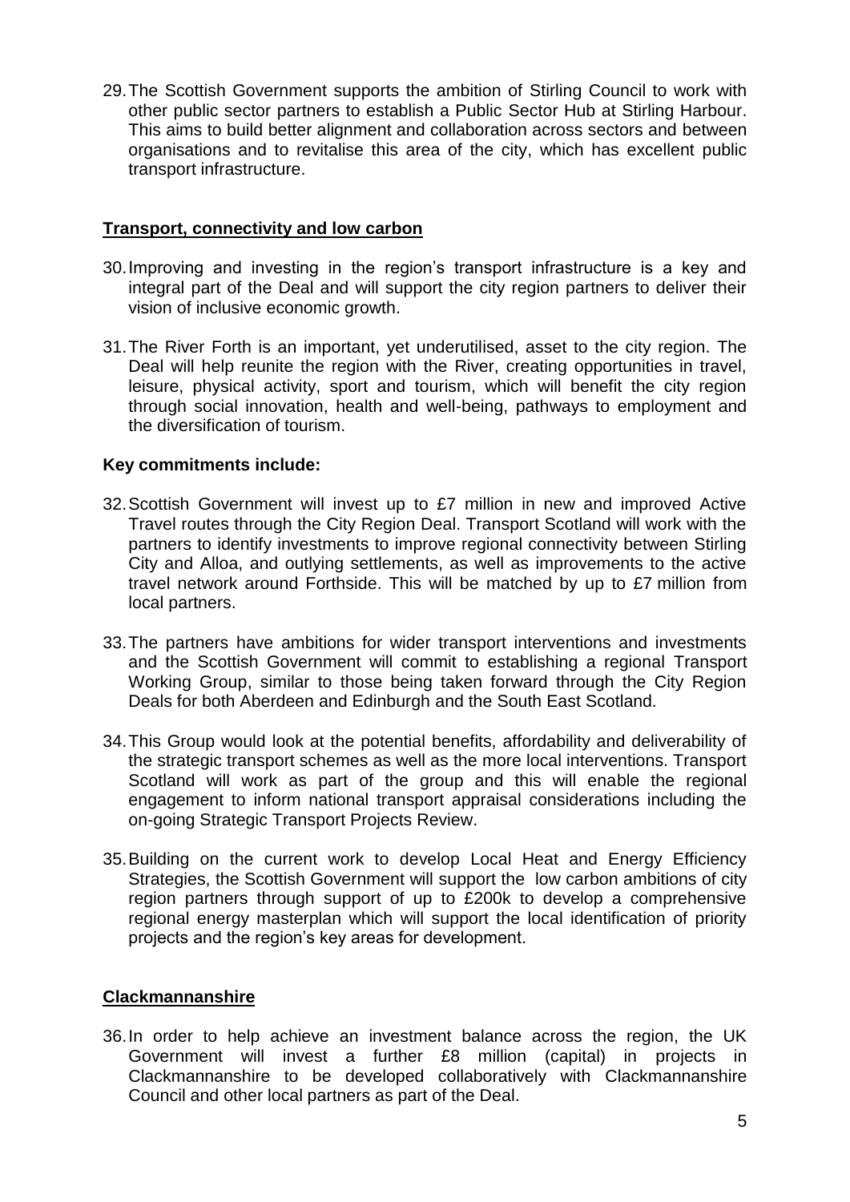29. The Scottish Government supports the ambition of Stirling Council to work with other public sector partners to establish a Public Sector Hub at Stirling Harbour. This aims to build better alignment and collaboration across sectors and between organisations and to revitalise this area of the city, which has excellent public transport infrastructure.

## Transport, connectivity and low carbon

30. Improving and investing in the region's transport infrastructure is a key and integral part of the Deal and will support the city region partners to deliver their vision of inclusive economic growth.

31. The River Forth is an important, yet underutilised, asset to the city region. The Deal will help reunite the region with the River, creating opportunities in travel, leisure, physical activity, sport and tourism, which will benefit the city region through social innovation, health and well-being, pathways to employment and the diversification of tourism.

**Key commitments include:**

32. Scottish Government will invest up to £7 million in new and improved Active Travel routes through the City Region Deal. Transport Scotland will work with the partners to identify investments to improve regional connectivity between Stirling City and Alloa, and outlying settlements, as well as improvements to the active travel network around Forthside. This will be matched by up to £7 million from local partners.

33. The partners have ambitions for wider transport interventions and investments and the Scottish Government will commit to establishing a regional Transport Working Group, similar to those being taken forward through the City Region Deals for both Aberdeen and Edinburgh and the South East Scotland.

34. This Group would look at the potential benefits, affordability and deliverability of the strategic transport schemes as well as the more local interventions. Transport Scotland will work as part of the group and this will enable the regional engagement to inform national transport appraisal considerations including the on-going Strategic Transport Projects Review.

35. Building on the current work to develop Local Heat and Energy Efficiency Strategies, the Scottish Government will support the low carbon ambitions of city region partners through support of up to £200k to develop a comprehensive regional energy masterplan which will support the local identification of priority projects and the region's key areas for development.

## Clackmannanshire

36. In order to help achieve an investment balance across the region, the UK Government will invest a further £8 million (capital) in projects in Clackmannanshire to be developed collaboratively with Clackmannanshire Council and other local partners as part of the Deal.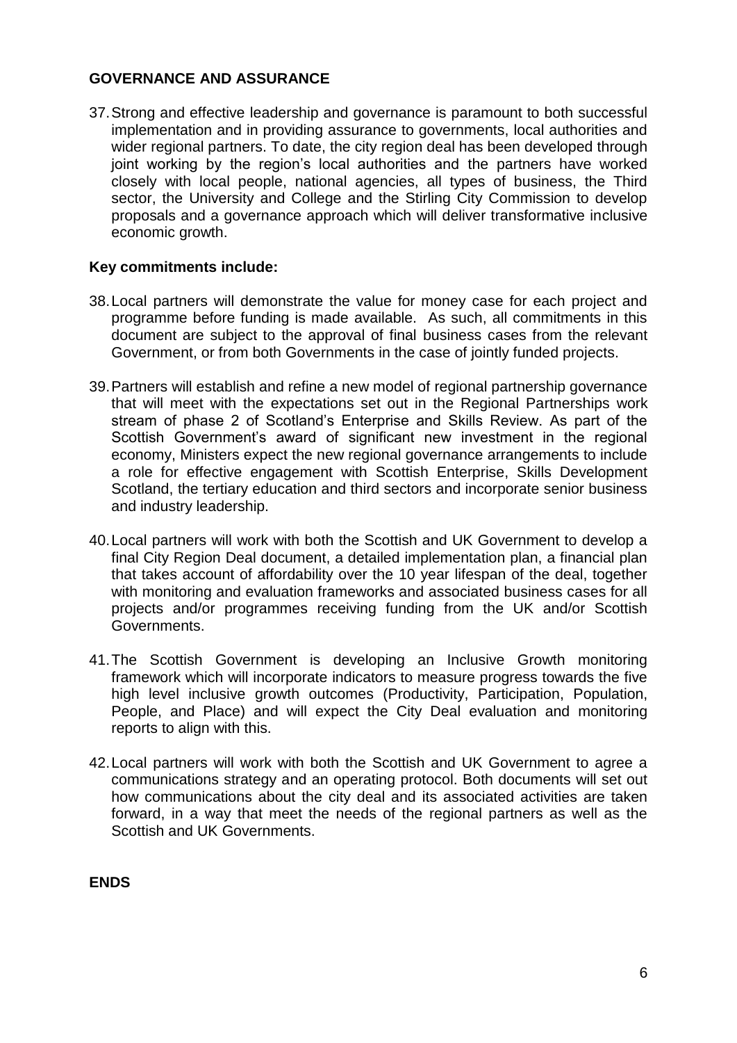## GOVERNANCE AND ASSURANCE

37. Strong and effective leadership and governance is paramount to both successful implementation and in providing assurance to governments, local authorities and wider regional partners. To date, the city region deal has been developed through joint working by the region's local authorities and the partners have worked closely with local people, national agencies, all types of business, the Third sector, the University and College and the Stirling City Commission to develop proposals and a governance approach which will deliver transformative inclusive economic growth.

**Key commitments include:**

38. Local partners will demonstrate the value for money case for each project and programme before funding is made available. As such, all commitments in this document are subject to the approval of final business cases from the relevant Government, or from both Governments in the case of jointly funded projects.

39. Partners will establish and refine a new model of regional partnership governance that will meet with the expectations set out in the Regional Partnerships work stream of phase 2 of Scotland's Enterprise and Skills Review. As part of the Scottish Government's award of significant new investment in the regional economy, Ministers expect the new regional governance arrangements to include a role for effective engagement with Scottish Enterprise, Skills Development Scotland, the tertiary education and third sectors and incorporate senior business and industry leadership.

40. Local partners will work with both the Scottish and UK Government to develop a final City Region Deal document, a detailed implementation plan, a financial plan that takes account of affordability over the 10 year lifespan of the deal, together with monitoring and evaluation frameworks and associated business cases for all projects and/or programmes receiving funding from the UK and/or Scottish Governments.

41. The Scottish Government is developing an Inclusive Growth monitoring framework which will incorporate indicators to measure progress towards the five high level inclusive growth outcomes (Productivity, Participation, Population, People, and Place) and will expect the City Deal evaluation and monitoring reports to align with this.

42. Local partners will work with both the Scottish and UK Government to agree a communications strategy and an operating protocol. Both documents will set out how communications about the city deal and its associated activities are taken forward, in a way that meet the needs of the regional partners as well as the Scottish and UK Governments.

**ENDS**